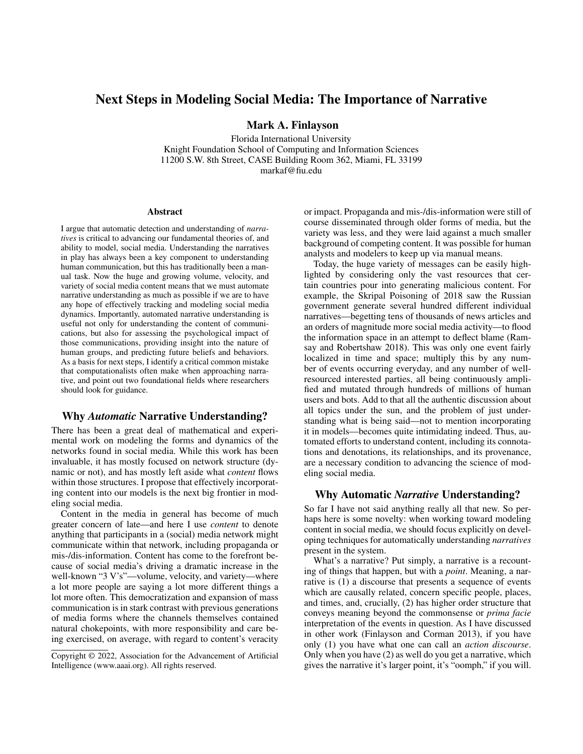# Next Steps in Modeling Social Media: The Importance of Narrative

**Mark A. Finlayson**

Florida International University
Knight Foundation School of Computing and Information Sciences
11200 S.W. 8th Street, CASE Building Room 362, Miami, FL 33199
markaf@fiu.edu

## Abstract

I argue that automatic detection and understanding of *narratives* is critical to advancing our fundamental theories of, and ability to model, social media. Understanding the narratives in play has always been a key component to understanding human communication, but this has traditionally been a manual task. Now the huge and growing volume, velocity, and variety of social media content means that we must automate narrative understanding as much as possible if we are to have any hope of effectively tracking and modeling social media dynamics. Importantly, automated narrative understanding is useful not only for understanding the content of communications, but also for assessing the psychological impact of those communications, providing insight into the nature of human groups, and predicting future beliefs and behaviors. As a basis for next steps, I identify a critical common mistake that computationalists often make when approaching narrative, and point out two foundational fields where researchers should look for guidance.

## Why *Automatic* Narrative Understanding?

There has been a great deal of mathematical and experimental work on modeling the forms and dynamics of the networks found in social media. While this work has been invaluable, it has mostly focused on network structure (dynamic or not), and has mostly left aside what *content* flows within those structures. I propose that effectively incorporating content into our models is the next big frontier in modeling social media.

Content in the media in general has become of much greater concern of late—and here I use *content* to denote anything that participants in a (social) media network might communicate within that network, including propaganda or mis-/dis-information. Content has come to the forefront because of social media's driving a dramatic increase in the well-known "3 V's"—volume, velocity, and variety—where a lot more people are saying a lot more different things a lot more often. This democratization and expansion of mass communication is in stark contrast with previous generations of media forms where the channels themselves contained natural chokepoints, with more responsibility and care being exercised, on average, with regard to content's veracity or impact. Propaganda and mis-/dis-information were still of course disseminated through older forms of media, but the variety was less, and they were laid against a much smaller background of competing content. It was possible for human analysts and modelers to keep up via manual means.

Today, the huge variety of messages can be easily highlighted by considering only the vast resources that certain countries pour into generating malicious content. For example, the Skripal Poisoning of 2018 saw the Russian government generate several hundred different individual narratives—begetting tens of thousands of news articles and an orders of magnitude more social media activity—to flood the information space in an attempt to deflect blame (Ramsay and Robertshaw 2018). This was only one event fairly localized in time and space; multiply this by any number of events occurring everyday, and any number of well-resourced interested parties, all being continuously amplified and mutated through hundreds of millions of human users and bots. Add to that all the authentic discussion about all topics under the sun, and the problem of just understanding what is being said—not to mention incorporating it in models—becomes quite intimidating indeed. Thus, automated efforts to understand content, including its connotations and denotations, its relationships, and its provenance, are a necessary condition to advancing the science of modeling social media.

## Why Automatic *Narrative* Understanding?

So far I have not said anything really all that new. Perhaps here is some novelty: when working toward modeling content in social media, we should focus explicitly on developing techniques for automatically understanding *narratives* present in the system.

What's a narrative? Put simply, a narrative is a recounting of things that happen, but with a *point*. Meaning, a narrative is (1) a discourse that presents a sequence of events which are causally related, concern specific people, places, and times, and, crucially, (2) has higher order structure that conveys meaning beyond the commonsense or *prima facie* interpretation of the events in question. As I have discussed in other work (Finlayson and Corman 2013), if you have only (1) you have what one can call an *action discourse*. Only when you have (2) as well do you get a narrative, which gives the narrative it's larger point, it's "oomph," if you will.

Copyright © 2022, Association for the Advancement of Artificial Intelligence (www.aaai.org). All rights reserved.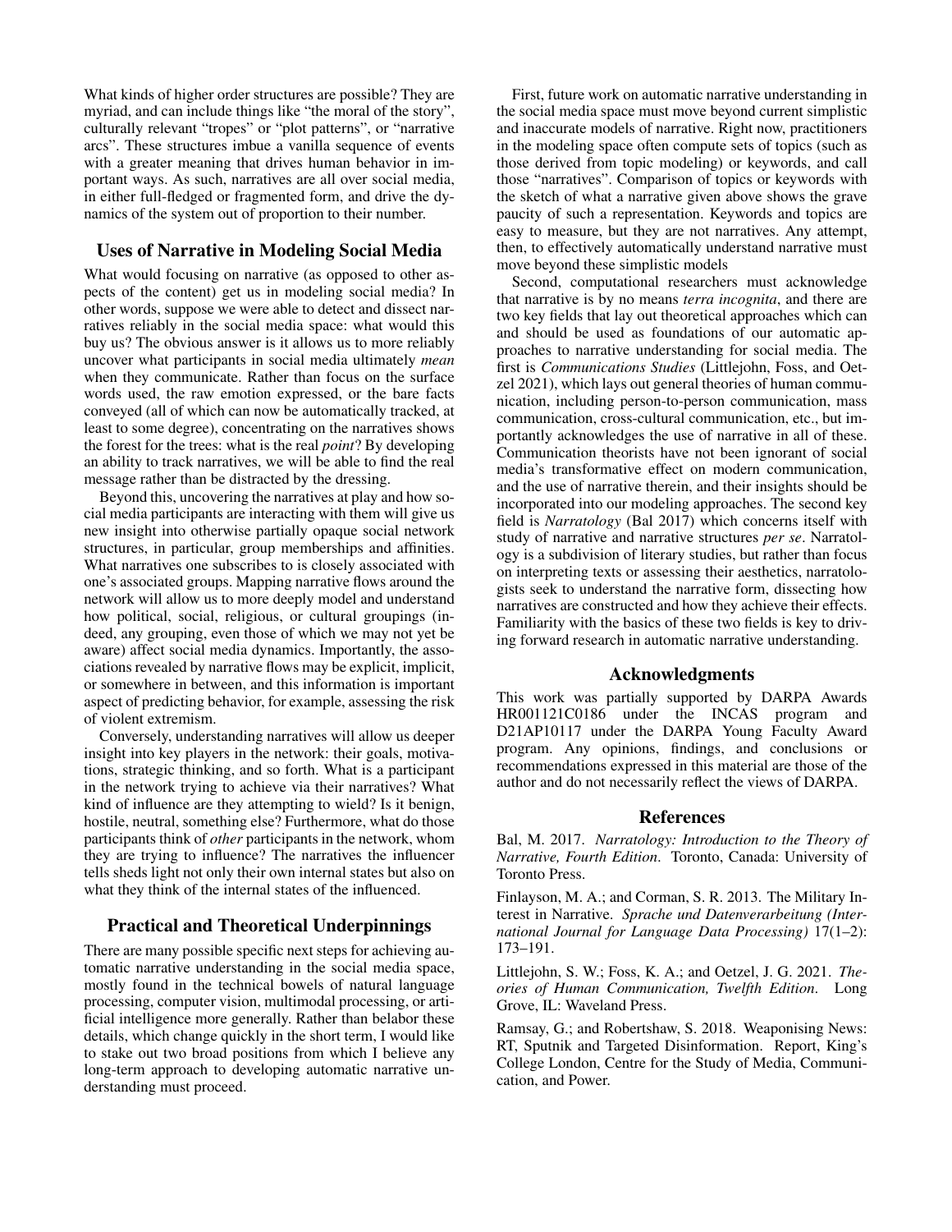What kinds of higher order structures are possible? They are myriad, and can include things like "the moral of the story", culturally relevant "tropes" or "plot patterns", or "narrative arcs". These structures imbue a vanilla sequence of events with a greater meaning that drives human behavior in important ways. As such, narratives are all over social media, in either full-fledged or fragmented form, and drive the dynamics of the system out of proportion to their number.

## Uses of Narrative in Modeling Social Media

What would focusing on narrative (as opposed to other aspects of the content) get us in modeling social media? In other words, suppose we were able to detect and dissect narratives reliably in the social media space: what would this buy us? The obvious answer is it allows us to more reliably uncover what participants in social media ultimately *mean* when they communicate. Rather than focus on the surface words used, the raw emotion expressed, or the bare facts conveyed (all of which can now be automatically tracked, at least to some degree), concentrating on the narratives shows the forest for the trees: what is the real *point*? By developing an ability to track narratives, we will be able to find the real message rather than be distracted by the dressing.

Beyond this, uncovering the narratives at play and how social media participants are interacting with them will give us new insight into otherwise partially opaque social network structures, in particular, group memberships and affinities. What narratives one subscribes to is closely associated with one's associated groups. Mapping narrative flows around the network will allow us to more deeply model and understand how political, social, religious, or cultural groupings (indeed, any grouping, even those of which we may not yet be aware) affect social media dynamics. Importantly, the associations revealed by narrative flows may be explicit, implicit, or somewhere in between, and this information is important aspect of predicting behavior, for example, assessing the risk of violent extremism.

Conversely, understanding narratives will allow us deeper insight into key players in the network: their goals, motivations, strategic thinking, and so forth. What is a participant in the network trying to achieve via their narratives? What kind of influence are they attempting to wield? Is it benign, hostile, neutral, something else? Furthermore, what do those participants think of *other* participants in the network, whom they are trying to influence? The narratives the influencer tells sheds light not only their own internal states but also on what they think of the internal states of the influenced.

## Practical and Theoretical Underpinnings

There are many possible specific next steps for achieving automatic narrative understanding in the social media space, mostly found in the technical bowels of natural language processing, computer vision, multimodal processing, or artificial intelligence more generally. Rather than belabor these details, which change quickly in the short term, I would like to stake out two broad positions from which I believe any long-term approach to developing automatic narrative understanding must proceed.

First, future work on automatic narrative understanding in the social media space must move beyond current simplistic and inaccurate models of narrative. Right now, practitioners in the modeling space often compute sets of topics (such as those derived from topic modeling) or keywords, and call those "narratives". Comparison of topics or keywords with the sketch of what a narrative given above shows the grave paucity of such a representation. Keywords and topics are easy to measure, but they are not narratives. Any attempt, then, to effectively automatically understand narrative must move beyond these simplistic models

Second, computational researchers must acknowledge that narrative is by no means *terra incognita*, and there are two key fields that lay out theoretical approaches which can and should be used as foundations of our automatic approaches to narrative understanding for social media. The first is *Communications Studies* (Littlejohn, Foss, and Oetzel 2021), which lays out general theories of human communication, including person-to-person communication, mass communication, cross-cultural communication, etc., but importantly acknowledges the use of narrative in all of these. Communication theorists have not been ignorant of social media's transformative effect on modern communication, and the use of narrative therein, and their insights should be incorporated into our modeling approaches. The second key field is *Narratology* (Bal 2017) which concerns itself with study of narrative and narrative structures *per se*. Narratology is a subdivision of literary studies, but rather than focus on interpreting texts or assessing their aesthetics, narratologists seek to understand the narrative form, dissecting how narratives are constructed and how they achieve their effects. Familiarity with the basics of these two fields is key to driving forward research in automatic narrative understanding.

## Acknowledgments

This work was partially supported by DARPA Awards HR001121C0186 under the INCAS program and D21AP10117 under the DARPA Young Faculty Award program. Any opinions, findings, and conclusions or recommendations expressed in this material are those of the author and do not necessarily reflect the views of DARPA.

## References

Bal, M. 2017. *Narratology: Introduction to the Theory of Narrative, Fourth Edition*. Toronto, Canada: University of Toronto Press.

Finlayson, M. A.; and Corman, S. R. 2013. The Military Interest in Narrative. *Sprache und Datenverarbeitung (International Journal for Language Data Processing)* 17(1–2): 173–191.

Littlejohn, S. W.; Foss, K. A.; and Oetzel, J. G. 2021. *Theories of Human Communication, Twelfth Edition*. Long Grove, IL: Waveland Press.

Ramsay, G.; and Robertshaw, S. 2018. Weaponising News: RT, Sputnik and Targeted Disinformation. Report, King's College London, Centre for the Study of Media, Communication, and Power.